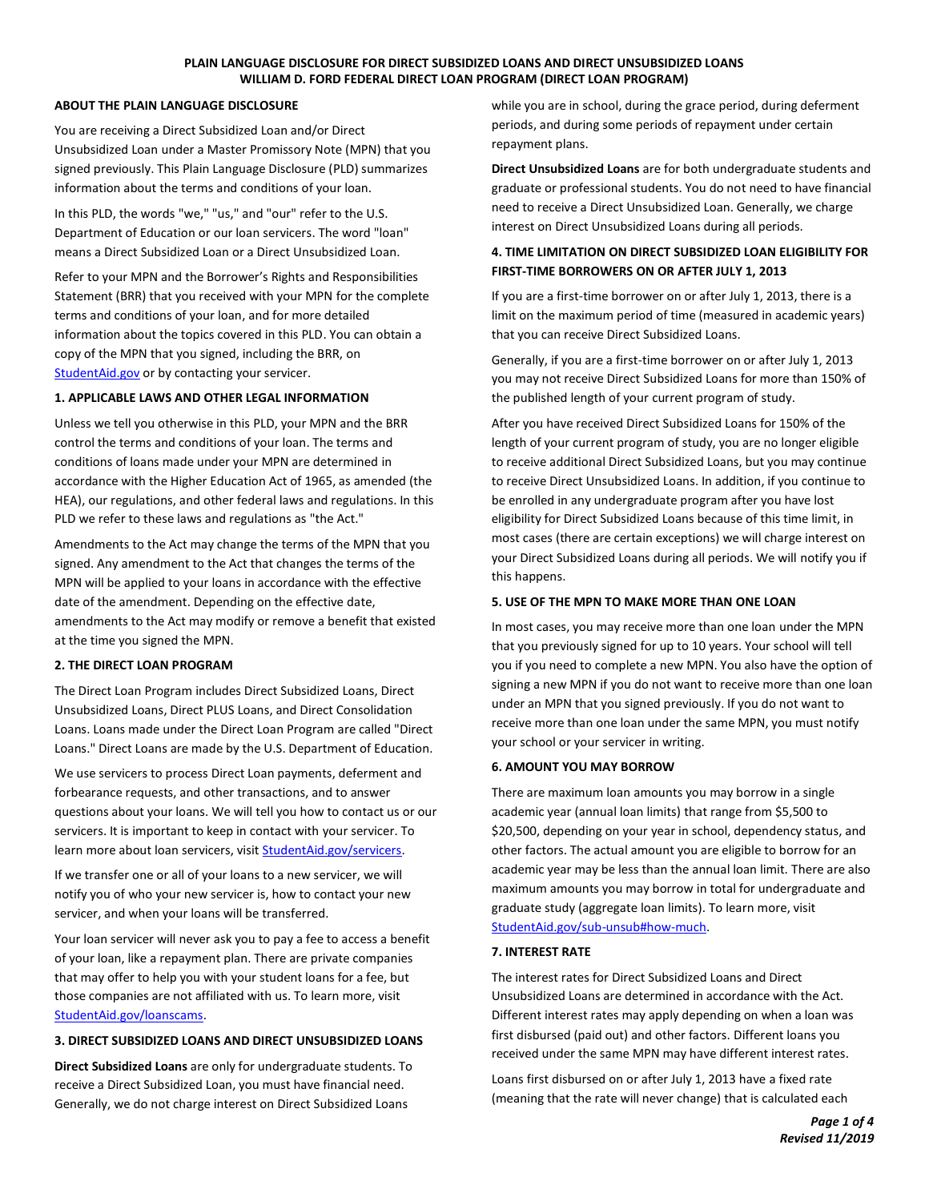# PLAIN LANGUAGE DISCLOSURE FOR DIRECT SUBSIDIZED LOANS AND DIRECT UNSUBSIDIZED LOANS
# WILLIAM D. FORD FEDERAL DIRECT LOAN PROGRAM (DIRECT LOAN PROGRAM)

## ABOUT THE PLAIN LANGUAGE DISCLOSURE

You are receiving a Direct Subsidized Loan and/or Direct Unsubsidized Loan under a Master Promissory Note (MPN) that you signed previously. This Plain Language Disclosure (PLD) summarizes information about the terms and conditions of your loan.

In this PLD, the words "we," "us," and "our" refer to the U.S. Department of Education or our loan servicers. The word "loan" means a Direct Subsidized Loan or a Direct Unsubsidized Loan.

Refer to your MPN and the Borrower's Rights and Responsibilities Statement (BRR) that you received with your MPN for the complete terms and conditions of your loan, and for more detailed information about the topics covered in this PLD. You can obtain a copy of the MPN that you signed, including the BRR, on StudentAid.gov or by contacting your servicer.

## 1. APPLICABLE LAWS AND OTHER LEGAL INFORMATION

Unless we tell you otherwise in this PLD, your MPN and the BRR control the terms and conditions of your loan. The terms and conditions of loans made under your MPN are determined in accordance with the Higher Education Act of 1965, as amended (the HEA), our regulations, and other federal laws and regulations. In this PLD we refer to these laws and regulations as "the Act."

Amendments to the Act may change the terms of the MPN that you signed. Any amendment to the Act that changes the terms of the MPN will be applied to your loans in accordance with the effective date of the amendment. Depending on the effective date, amendments to the Act may modify or remove a benefit that existed at the time you signed the MPN.

## 2. THE DIRECT LOAN PROGRAM

The Direct Loan Program includes Direct Subsidized Loans, Direct Unsubsidized Loans, Direct PLUS Loans, and Direct Consolidation Loans. Loans made under the Direct Loan Program are called "Direct Loans." Direct Loans are made by the U.S. Department of Education.

We use servicers to process Direct Loan payments, deferment and forbearance requests, and other transactions, and to answer questions about your loans. We will tell you how to contact us or our servicers. It is important to keep in contact with your servicer. To learn more about loan servicers, visit StudentAid.gov/servicers.

If we transfer one or all of your loans to a new servicer, we will notify you of who your new servicer is, how to contact your new servicer, and when your loans will be transferred.

Your loan servicer will never ask you to pay a fee to access a benefit of your loan, like a repayment plan. There are private companies that may offer to help you with your student loans for a fee, but those companies are not affiliated with us. To learn more, visit StudentAid.gov/loanscams.

## 3. DIRECT SUBSIDIZED LOANS AND DIRECT UNSUBSIDIZED LOANS

**Direct Subsidized Loans** are only for undergraduate students. To receive a Direct Subsidized Loan, you must have financial need. Generally, we do not charge interest on Direct Subsidized Loans while you are in school, during the grace period, during deferment periods, and during some periods of repayment under certain repayment plans.

**Direct Unsubsidized Loans** are for both undergraduate students and graduate or professional students. You do not need to have financial need to receive a Direct Unsubsidized Loan. Generally, we charge interest on Direct Unsubsidized Loans during all periods.

## 4. TIME LIMITATION ON DIRECT SUBSIDIZED LOAN ELIGIBILITY FOR FIRST-TIME BORROWERS ON OR AFTER JULY 1, 2013

If you are a first-time borrower on or after July 1, 2013, there is a limit on the maximum period of time (measured in academic years) that you can receive Direct Subsidized Loans.

Generally, if you are a first-time borrower on or after July 1, 2013 you may not receive Direct Subsidized Loans for more than 150% of the published length of your current program of study.

After you have received Direct Subsidized Loans for 150% of the length of your current program of study, you are no longer eligible to receive additional Direct Subsidized Loans, but you may continue to receive Direct Unsubsidized Loans. In addition, if you continue to be enrolled in any undergraduate program after you have lost eligibility for Direct Subsidized Loans because of this time limit, in most cases (there are certain exceptions) we will charge interest on your Direct Subsidized Loans during all periods. We will notify you if this happens.

## 5. USE OF THE MPN TO MAKE MORE THAN ONE LOAN

In most cases, you may receive more than one loan under the MPN that you previously signed for up to 10 years. Your school will tell you if you need to complete a new MPN. You also have the option of signing a new MPN if you do not want to receive more than one loan under an MPN that you signed previously. If you do not want to receive more than one loan under the same MPN, you must notify your school or your servicer in writing.

## 6. AMOUNT YOU MAY BORROW

There are maximum loan amounts you may borrow in a single academic year (annual loan limits) that range from $5,500 to $20,500, depending on your year in school, dependency status, and other factors. The actual amount you are eligible to borrow for an academic year may be less than the annual loan limit. There are also maximum amounts you may borrow in total for undergraduate and graduate study (aggregate loan limits). To learn more, visit StudentAid.gov/sub-unsub#how-much.

## 7. INTEREST RATE

The interest rates for Direct Subsidized Loans and Direct Unsubsidized Loans are determined in accordance with the Act. Different interest rates may apply depending on when a loan was first disbursed (paid out) and other factors. Different loans you received under the same MPN may have different interest rates.

Loans first disbursed on or after July 1, 2013 have a fixed rate (meaning that the rate will never change) that is calculated each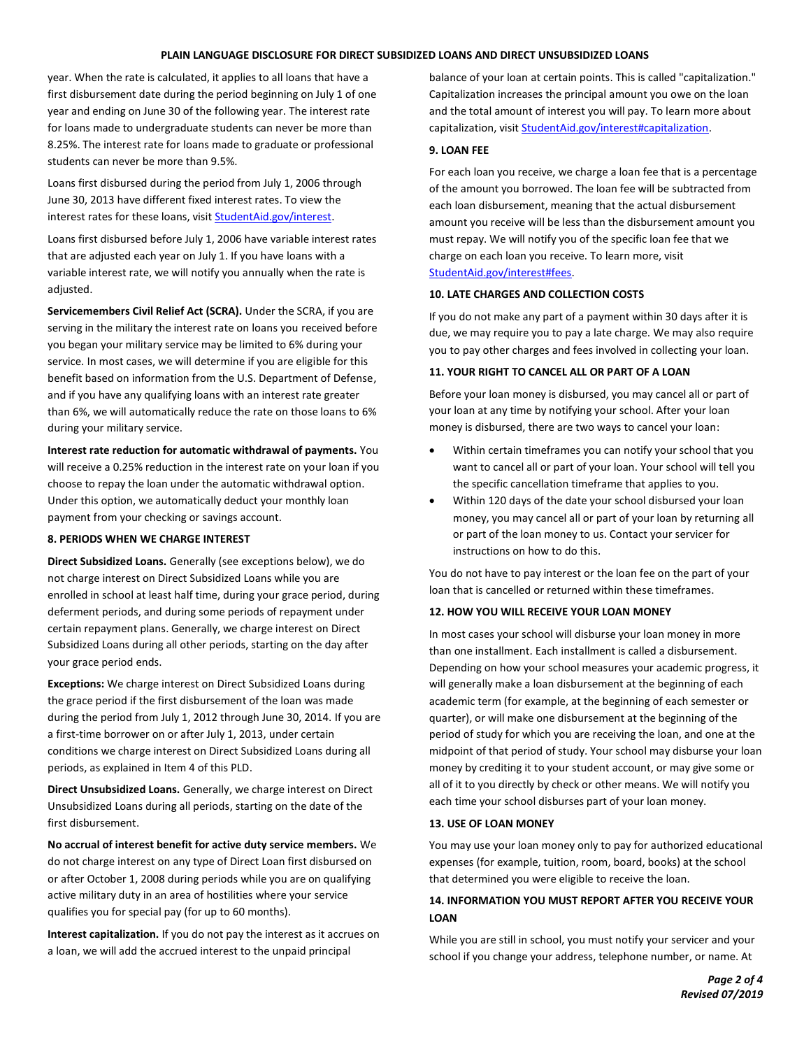year. When the rate is calculated, it applies to all loans that have a first disbursement date during the period beginning on July 1 of one year and ending on June 30 of the following year. The interest rate for loans made to undergraduate students can never be more than 8.25%. The interest rate for loans made to graduate or professional students can never be more than 9.5%.

Loans first disbursed during the period from July 1, 2006 through June 30, 2013 have different fixed interest rates. To view the interest rates for these loans, visit StudentAid.gov/interest.

Loans first disbursed before July 1, 2006 have variable interest rates that are adjusted each year on July 1. If you have loans with a variable interest rate, we will notify you annually when the rate is adjusted.

**Servicemembers Civil Relief Act (SCRA).** Under the SCRA, if you are serving in the military the interest rate on loans you received before you began your military service may be limited to 6% during your service. In most cases, we will determine if you are eligible for this benefit based on information from the U.S. Department of Defense, and if you have any qualifying loans with an interest rate greater than 6%, we will automatically reduce the rate on those loans to 6% during your military service.

**Interest rate reduction for automatic withdrawal of payments.** You will receive a 0.25% reduction in the interest rate on your loan if you choose to repay the loan under the automatic withdrawal option. Under this option, we automatically deduct your monthly loan payment from your checking or savings account.

### 8. PERIODS WHEN WE CHARGE INTEREST

**Direct Subsidized Loans.** Generally (see exceptions below), we do not charge interest on Direct Subsidized Loans while you are enrolled in school at least half time, during your grace period, during deferment periods, and during some periods of repayment under certain repayment plans. Generally, we charge interest on Direct Subsidized Loans during all other periods, starting on the day after your grace period ends.

**Exceptions:** We charge interest on Direct Subsidized Loans during the grace period if the first disbursement of the loan was made during the period from July 1, 2012 through June 30, 2014. If you are a first-time borrower on or after July 1, 2013, under certain conditions we charge interest on Direct Subsidized Loans during all periods, as explained in Item 4 of this PLD.

**Direct Unsubsidized Loans.** Generally, we charge interest on Direct Unsubsidized Loans during all periods, starting on the date of the first disbursement.

**No accrual of interest benefit for active duty service members.** We do not charge interest on any type of Direct Loan first disbursed on or after October 1, 2008 during periods while you are on qualifying active military duty in an area of hostilities where your service qualifies you for special pay (for up to 60 months).

**Interest capitalization.** If you do not pay the interest as it accrues on a loan, we will add the accrued interest to the unpaid principal balance of your loan at certain points. This is called "capitalization." Capitalization increases the principal amount you owe on the loan and the total amount of interest you will pay. To learn more about capitalization, visit StudentAid.gov/interest#capitalization.

### 9. LOAN FEE

For each loan you receive, we charge a loan fee that is a percentage of the amount you borrowed. The loan fee will be subtracted from each loan disbursement, meaning that the actual disbursement amount you receive will be less than the disbursement amount you must repay. We will notify you of the specific loan fee that we charge on each loan you receive. To learn more, visit StudentAid.gov/interest#fees.

### 10. LATE CHARGES AND COLLECTION COSTS

If you do not make any part of a payment within 30 days after it is due, we may require you to pay a late charge. We may also require you to pay other charges and fees involved in collecting your loan.

### 11. YOUR RIGHT TO CANCEL ALL OR PART OF A LOAN

Before your loan money is disbursed, you may cancel all or part of your loan at any time by notifying your school. After your loan money is disbursed, there are two ways to cancel your loan:

- Within certain timeframes you can notify your school that you want to cancel all or part of your loan. Your school will tell you the specific cancellation timeframe that applies to you.
- Within 120 days of the date your school disbursed your loan money, you may cancel all or part of your loan by returning all or part of the loan money to us. Contact your servicer for instructions on how to do this.

You do not have to pay interest or the loan fee on the part of your loan that is cancelled or returned within these timeframes.

### 12. HOW YOU WILL RECEIVE YOUR LOAN MONEY

In most cases your school will disburse your loan money in more than one installment. Each installment is called a disbursement. Depending on how your school measures your academic progress, it will generally make a loan disbursement at the beginning of each academic term (for example, at the beginning of each semester or quarter), or will make one disbursement at the beginning of the period of study for which you are receiving the loan, and one at the midpoint of that period of study. Your school may disburse your loan money by crediting it to your student account, or may give some or all of it to you directly by check or other means. We will notify you each time your school disburses part of your loan money.

### 13. USE OF LOAN MONEY

You may use your loan money only to pay for authorized educational expenses (for example, tuition, room, board, books) at the school that determined you were eligible to receive the loan.

### 14. INFORMATION YOU MUST REPORT AFTER YOU RECEIVE YOUR LOAN

While you are still in school, you must notify your servicer and your school if you change your address, telephone number, or name. At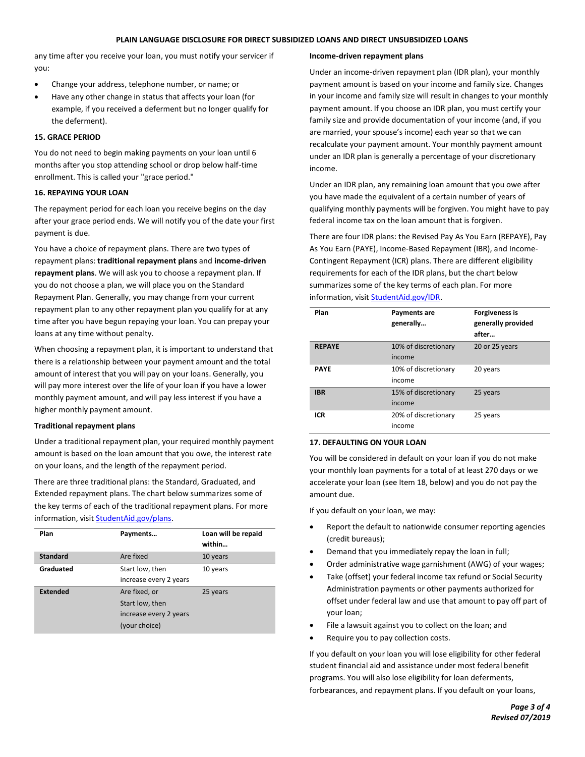any time after you receive your loan, you must notify your servicer if you:

- Change your address, telephone number, or name; or
- Have any other change in status that affects your loan (for example, if you received a deferment but no longer qualify for the deferment).

### 15. GRACE PERIOD

You do not need to begin making payments on your loan until 6 months after you stop attending school or drop below half-time enrollment. This is called your "grace period."

### 16. REPAYING YOUR LOAN

The repayment period for each loan you receive begins on the day after your grace period ends. We will notify you of the date your first payment is due.

You have a choice of repayment plans. There are two types of repayment plans: **traditional repayment plans** and **income-driven repayment plans**. We will ask you to choose a repayment plan. If you do not choose a plan, we will place you on the Standard Repayment Plan. Generally, you may change from your current repayment plan to any other repayment plan you qualify for at any time after you have begun repaying your loan. You can prepay your loans at any time without penalty.

When choosing a repayment plan, it is important to understand that there is a relationship between your payment amount and the total amount of interest that you will pay on your loans. Generally, you will pay more interest over the life of your loan if you have a lower monthly payment amount, and will pay less interest if you have a higher monthly payment amount.

**Traditional repayment plans**

Under a traditional repayment plan, your required monthly payment amount is based on the loan amount that you owe, the interest rate on your loans, and the length of the repayment period.

There are three traditional plans: the Standard, Graduated, and Extended repayment plans. The chart below summarizes some of the key terms of each of the traditional repayment plans. For more information, visit StudentAid.gov/plans.

| Plan | Payments… | Loan will be repaid within… |
|---|---|---|
| **Standard** | Are fixed | 10 years |
| **Graduated** | Start low, then increase every 2 years | 10 years |
| **Extended** | Are fixed, or Start low, then increase every 2 years (your choice) | 25 years |

**Income-driven repayment plans**

Under an income-driven repayment plan (IDR plan), your monthly payment amount is based on your income and family size. Changes in your income and family size will result in changes to your monthly payment amount. If you choose an IDR plan, you must certify your family size and provide documentation of your income (and, if you are married, your spouse's income) each year so that we can recalculate your payment amount. Your monthly payment amount under an IDR plan is generally a percentage of your discretionary income.

Under an IDR plan, any remaining loan amount that you owe after you have made the equivalent of a certain number of years of qualifying monthly payments will be forgiven. You might have to pay federal income tax on the loan amount that is forgiven.

There are four IDR plans: the Revised Pay As You Earn (REPAYE), Pay As You Earn (PAYE), Income-Based Repayment (IBR), and Income-Contingent Repayment (ICR) plans. There are different eligibility requirements for each of the IDR plans, but the chart below summarizes some of the key terms of each plan. For more information, visit StudentAid.gov/IDR.

| Plan | Payments are generally… | Forgiveness is generally provided after… |
|---|---|---|
| **REPAYE** | 10% of discretionary income | 20 or 25 years |
| **PAYE** | 10% of discretionary income | 20 years |
| **IBR** | 15% of discretionary income | 25 years |
| **ICR** | 20% of discretionary income | 25 years |

### 17. DEFAULTING ON YOUR LOAN

You will be considered in default on your loan if you do not make your monthly loan payments for a total of at least 270 days or we accelerate your loan (see Item 18, below) and you do not pay the amount due.

If you default on your loan, we may:

- Report the default to nationwide consumer reporting agencies (credit bureaus);
- Demand that you immediately repay the loan in full;
- Order administrative wage garnishment (AWG) of your wages;
- Take (offset) your federal income tax refund or Social Security Administration payments or other payments authorized for offset under federal law and use that amount to pay off part of your loan;
- File a lawsuit against you to collect on the loan; and
- Require you to pay collection costs.

If you default on your loan you will lose eligibility for other federal student financial aid and assistance under most federal benefit programs. You will also lose eligibility for loan deferments, forbearances, and repayment plans. If you default on your loans,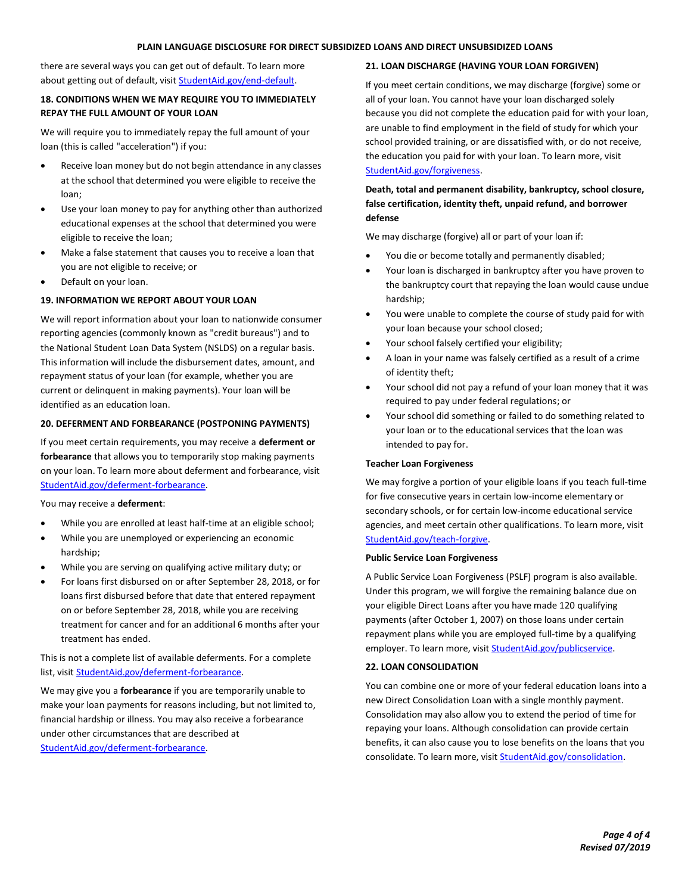there are several ways you can get out of default. To learn more about getting out of default, visit StudentAid.gov/end-default.

## 18. CONDITIONS WHEN WE MAY REQUIRE YOU TO IMMEDIATELY REPAY THE FULL AMOUNT OF YOUR LOAN

We will require you to immediately repay the full amount of your loan (this is called "acceleration") if you:

- Receive loan money but do not begin attendance in any classes at the school that determined you were eligible to receive the loan;
- Use your loan money to pay for anything other than authorized educational expenses at the school that determined you were eligible to receive the loan;
- Make a false statement that causes you to receive a loan that you are not eligible to receive; or
- Default on your loan.

## 19. INFORMATION WE REPORT ABOUT YOUR LOAN

We will report information about your loan to nationwide consumer reporting agencies (commonly known as "credit bureaus") and to the National Student Loan Data System (NSLDS) on a regular basis. This information will include the disbursement dates, amount, and repayment status of your loan (for example, whether you are current or delinquent in making payments). Your loan will be identified as an education loan.

## 20. DEFERMENT AND FORBEARANCE (POSTPONING PAYMENTS)

If you meet certain requirements, you may receive a **deferment or forbearance** that allows you to temporarily stop making payments on your loan. To learn more about deferment and forbearance, visit StudentAid.gov/deferment-forbearance.

You may receive a **deferment**:

- While you are enrolled at least half-time at an eligible school;
- While you are unemployed or experiencing an economic hardship;
- While you are serving on qualifying active military duty; or
- For loans first disbursed on or after September 28, 2018, or for loans first disbursed before that date that entered repayment on or before September 28, 2018, while you are receiving treatment for cancer and for an additional 6 months after your treatment has ended.

This is not a complete list of available deferments. For a complete list, visit StudentAid.gov/deferment-forbearance.

We may give you a **forbearance** if you are temporarily unable to make your loan payments for reasons including, but not limited to, financial hardship or illness. You may also receive a forbearance under other circumstances that are described at StudentAid.gov/deferment-forbearance.

## 21. LOAN DISCHARGE (HAVING YOUR LOAN FORGIVEN)

If you meet certain conditions, we may discharge (forgive) some or all of your loan. You cannot have your loan discharged solely because you did not complete the education paid for with your loan, are unable to find employment in the field of study for which your school provided training, or are dissatisfied with, or do not receive, the education you paid for with your loan. To learn more, visit StudentAid.gov/forgiveness.

### Death, total and permanent disability, bankruptcy, school closure, false certification, identity theft, unpaid refund, and borrower defense

We may discharge (forgive) all or part of your loan if:

- You die or become totally and permanently disabled;
- Your loan is discharged in bankruptcy after you have proven to the bankruptcy court that repaying the loan would cause undue hardship;
- You were unable to complete the course of study paid for with your loan because your school closed;
- Your school falsely certified your eligibility;
- A loan in your name was falsely certified as a result of a crime of identity theft;
- Your school did not pay a refund of your loan money that it was required to pay under federal regulations; or
- Your school did something or failed to do something related to your loan or to the educational services that the loan was intended to pay for.

### Teacher Loan Forgiveness

We may forgive a portion of your eligible loans if you teach full-time for five consecutive years in certain low-income elementary or secondary schools, or for certain low-income educational service agencies, and meet certain other qualifications. To learn more, visit StudentAid.gov/teach-forgive.

### Public Service Loan Forgiveness

A Public Service Loan Forgiveness (PSLF) program is also available. Under this program, we will forgive the remaining balance due on your eligible Direct Loans after you have made 120 qualifying payments (after October 1, 2007) on those loans under certain repayment plans while you are employed full-time by a qualifying employer. To learn more, visit StudentAid.gov/publicservice.

## 22. LOAN CONSOLIDATION

You can combine one or more of your federal education loans into a new Direct Consolidation Loan with a single monthly payment. Consolidation may also allow you to extend the period of time for repaying your loans. Although consolidation can provide certain benefits, it can also cause you to lose benefits on the loans that you consolidate. To learn more, visit StudentAid.gov/consolidation.

***Revised 07/2019***